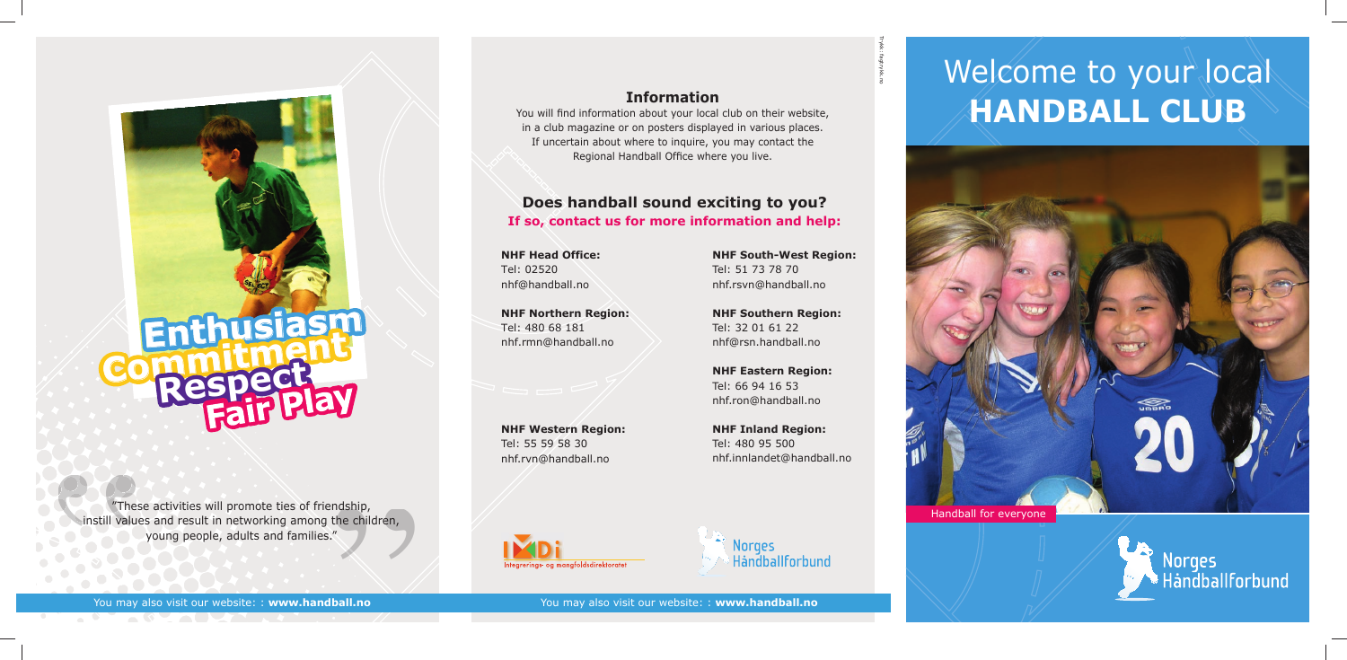Enthusiasm
Commitment
Respect
Fair Play

"These activities will promote ties of friendship, instill values and result in networking among the children, young people, adults and families."

You may also visit our website: : **www.handball.no**

## Information

You will find information about your local club on their website, in a club magazine or on posters displayed in various places. If uncertain about where to inquire, you may contact the Regional Handball Office where you live.

## Does handball sound exciting to you?

**If so, contact us for more information and help:**

**NHF Head Office:**
Tel: 02520
nhf@handball.no

**NHF Northern Region:**
Tel: 480 68 181
nhf.rmn@handball.no

**NHF Western Region:**
Tel: 55 59 58 30
nhf.rvn@handball.no

**NHF South-West Region:**
Tel: 51 73 78 70
nhf.rsvn@handball.no

**NHF Southern Region:**
Tel: 32 01 61 22
nhf@rsn.handball.no

**NHF Eastern Region:**
Tel: 66 94 16 53
nhf.ron@handball.no

**NHF Inland Region:**
Tel: 480 95 500
nhf.innlandet@handball.no

IMDi — Integrerings- og mangfoldsdirektoratet

Norges Håndballforbund

You may also visit our website: : **www.handball.no**

# Welcome to your local **HANDBALL CLUB**

Handball for everyone

Norges Håndballforbund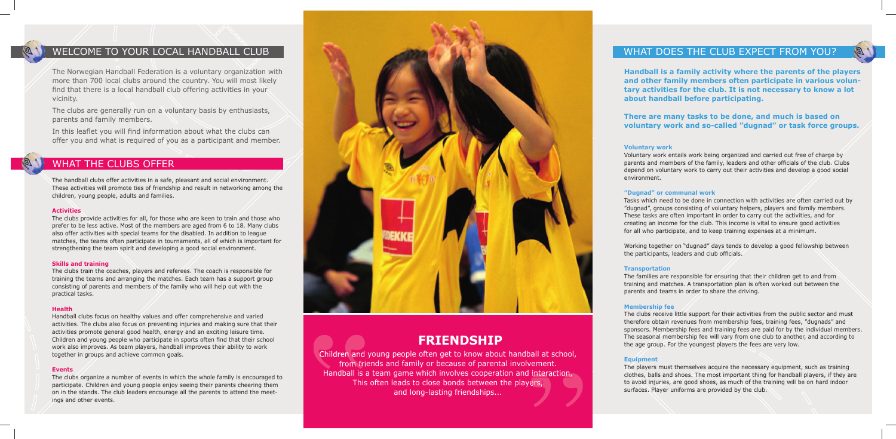## WELCOME TO YOUR LOCAL HANDBALL CLUB

The Norwegian Handball Federation is a voluntary organization with more than 700 local clubs around the country. You will most likely find that there is a local handball club offering activities in your vicinity.

The clubs are generally run on a voluntary basis by enthusiasts, parents and family members.

In this leaflet you will find information about what the clubs can offer you and what is required of you as a participant and member.

## WHAT THE CLUBS OFFER

The handball clubs offer activities in a safe, pleasant and social environment. These activities will promote ties of friendship and result in networking among the children, young people, adults and families.

### Activities

The clubs provide activities for all, for those who are keen to train and those who prefer to be less active. Most of the members are aged from 6 to 18. Many clubs also offer activities with special teams for the disabled. In addition to league matches, the teams often participate in tournaments, all of which is important for strengthening the team spirit and developing a good social environment.

### Skills and training

The clubs train the coaches, players and referees. The coach is responsible for training the teams and arranging the matches. Each team has a support group consisting of parents and members of the family who will help out with the practical tasks.

### Health

Handball clubs focus on healthy values and offer comprehensive and varied activities. The clubs also focus on preventing injuries and making sure that their activities promote general good health, energy and an exciting leisure time. Children and young people who participate in sports often find that their school work also improves. As team players, handball improves their ability to work together in groups and achieve common goals.

### Events

The clubs organize a number of events in which the whole family is encouraged to participate. Children and young people enjoy seeing their parents cheering them on in the stands. The club leaders encourage all the parents to attend the meetings and other events.

## FRIENDSHIP

Children and young people often get to know about handball at school, from friends and family or because of parental involvement. Handball is a team game which involves cooperation and interaction. This often leads to close bonds between the players, and long-lasting friendships...

## WHAT DOES THE CLUB EXPECT FROM YOU?

**Handball is a family activity where the parents of the players and other family members often participate in various voluntary activities for the club. It is not necessary to know a lot about handball before participating.**

**There are many tasks to be done, and much is based on voluntary work and so-called "dugnad" or task force groups.**

### Voluntary work

Voluntary work entails work being organized and carried out free of charge by parents and members of the family, leaders and other officials of the club. Clubs depend on voluntary work to carry out their activities and develop a good social environment.

### "Dugnad" or communal work

Tasks which need to be done in connection with activities are often carried out by "dugnad", groups consisting of voluntary helpers, players and family members. These tasks are often important in order to carry out the activities, and for creating an income for the club. This income is vital to ensure good activities for all who participate, and to keep training expenses at a minimum.

Working together on "dugnad" days tends to develop a good fellowship between the participants, leaders and club officials.

### Transportation

The families are responsible for ensuring that their children get to and from training and matches. A transportation plan is often worked out between the parents and teams in order to share the driving.

### Membership fee

The clubs receive little support for their activities from the public sector and must therefore obtain revenues from membership fees, training fees, "dugnads" and sponsors. Membership fees and training fees are paid for by the individual members. The seasonal membership fee will vary from one club to another, and according to the age group. For the youngest players the fees are very low.

### Equipment

The players must themselves acquire the necessary equipment, such as training clothes, balls and shoes. The most important thing for handball players, if they are to avoid injuries, are good shoes, as much of the training will be on hard indoor surfaces. Player uniforms are provided by the club.